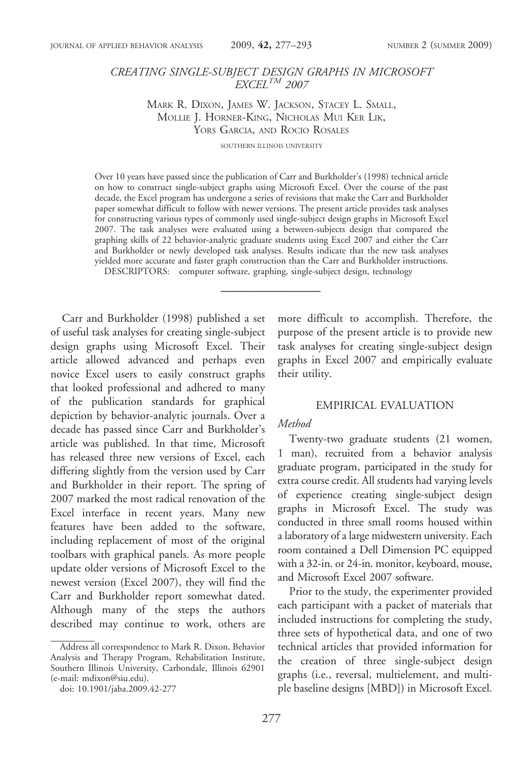# CREATING SINGLE-SUBJECT DESIGN GRAPHS IN MICROSOFT EXCEL™ 2007

MARK R. DIXON, JAMES W. JACKSON, STACEY L. SMALL, MOLLIE J. HORNER-KING, NICHOLAS MUI KER LIK, YORS GARCIA, AND ROCIO ROSALES

SOUTHERN ILLINOIS UNIVERSITY

Over 10 years have passed since the publication of Carr and Burkholder's (1998) technical article on how to construct single-subject graphs using Microsoft Excel. Over the course of the past decade, the Excel program has undergone a series of revisions that make the Carr and Burkholder paper somewhat difficult to follow with newer versions. The present article provides task analyses for constructing various types of commonly used single-subject design graphs in Microsoft Excel 2007. The task analyses were evaluated using a between-subjects design that compared the graphing skills of 22 behavior-analytic graduate students using Excel 2007 and either the Carr and Burkholder or newly developed task analyses. Results indicate that the new task analyses yielded more accurate and faster graph construction than the Carr and Burkholder instructions.

DESCRIPTORS: computer software, graphing, single-subject design, technology

---

Carr and Burkholder (1998) published a set of useful task analyses for creating single-subject design graphs using Microsoft Excel. Their article allowed advanced and perhaps even novice Excel users to easily construct graphs that looked professional and adhered to many of the publication standards for graphical depiction by behavior-analytic journals. Over a decade has passed since Carr and Burkholder's article was published. In that time, Microsoft has released three new versions of Excel, each differing slightly from the version used by Carr and Burkholder in their report. The spring of 2007 marked the most radical renovation of the Excel interface in recent years. Many new features have been added to the software, including replacement of most of the original toolbars with graphical panels. As more people update older versions of Microsoft Excel to the newest version (Excel 2007), they will find the Carr and Burkholder report somewhat dated. Although many of the steps the authors described may continue to work, others are more difficult to accomplish. Therefore, the purpose of the present article is to provide new task analyses for creating single-subject design graphs in Excel 2007 and empirically evaluate their utility.

## EMPIRICAL EVALUATION

### *Method*

Twenty-two graduate students (21 women, 1 man), recruited from a behavior analysis graduate program, participated in the study for extra course credit. All students had varying levels of experience creating single-subject design graphs in Microsoft Excel. The study was conducted in three small rooms housed within a laboratory of a large midwestern university. Each room contained a Dell Dimension PC equipped with a 32-in. or 24-in. monitor, keyboard, mouse, and Microsoft Excel 2007 software.

Prior to the study, the experimenter provided each participant with a packet of materials that included instructions for completing the study, three sets of hypothetical data, and one of two technical articles that provided information for the creation of three single-subject design graphs (i.e., reversal, multielement, and multiple baseline designs [MBD]) in Microsoft Excel.

---

Address all correspondence to Mark R. Dixon, Behavior Analysis and Therapy Program, Rehabilitation Institute, Southern Illinois University, Carbondale, Illinois 62901 (e-mail: mdixon@siu.edu).

doi: 10.1901/jaba.2009.42-277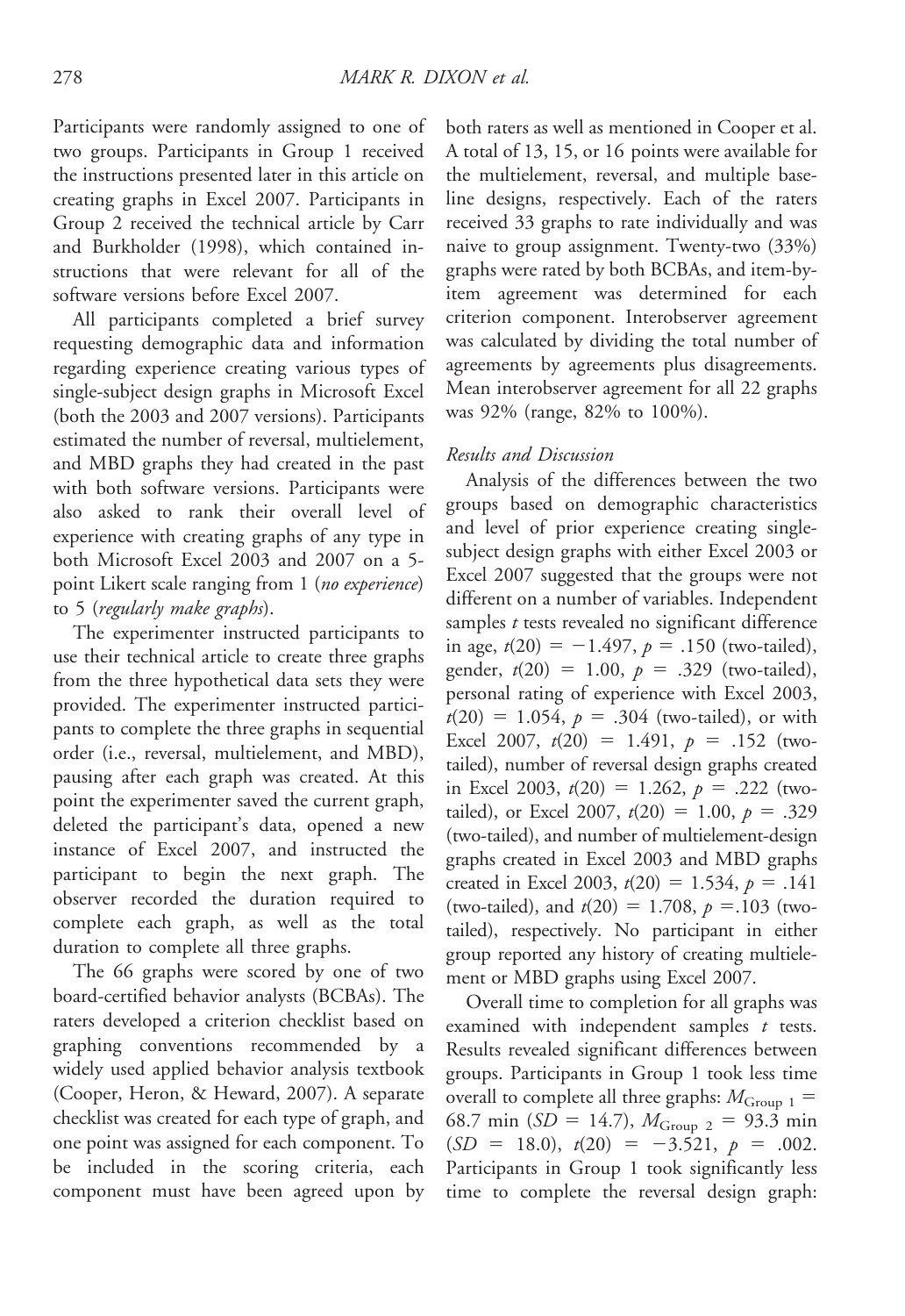Participants were randomly assigned to one of two groups. Participants in Group 1 received the instructions presented later in this article on creating graphs in Excel 2007. Participants in Group 2 received the technical article by Carr and Burkholder (1998), which contained instructions that were relevant for all of the software versions before Excel 2007.

All participants completed a brief survey requesting demographic data and information regarding experience creating various types of single-subject design graphs in Microsoft Excel (both the 2003 and 2007 versions). Participants estimated the number of reversal, multielement, and MBD graphs they had created in the past with both software versions. Participants were also asked to rank their overall level of experience with creating graphs of any type in both Microsoft Excel 2003 and 2007 on a 5-point Likert scale ranging from 1 (*no experience*) to 5 (*regularly make graphs*).

The experimenter instructed participants to use their technical article to create three graphs from the three hypothetical data sets they were provided. The experimenter instructed participants to complete the three graphs in sequential order (i.e., reversal, multielement, and MBD), pausing after each graph was created. At this point the experimenter saved the current graph, deleted the participant's data, opened a new instance of Excel 2007, and instructed the participant to begin the next graph. The observer recorded the duration required to complete each graph, as well as the total duration to complete all three graphs.

The 66 graphs were scored by one of two board-certified behavior analysts (BCBAs). The raters developed a criterion checklist based on graphing conventions recommended by a widely used applied behavior analysis textbook (Cooper, Heron, & Heward, 2007). A separate checklist was created for each type of graph, and one point was assigned for each component. To be included in the scoring criteria, each component must have been agreed upon by both raters as well as mentioned in Cooper et al. A total of 13, 15, or 16 points were available for the multielement, reversal, and multiple baseline designs, respectively. Each of the raters received 33 graphs to rate individually and was naive to group assignment. Twenty-two (33%) graphs were rated by both BCBAs, and item-by-item agreement was determined for each criterion component. Interobserver agreement was calculated by dividing the total number of agreements by agreements plus disagreements. Mean interobserver agreement for all 22 graphs was 92% (range, 82% to 100%).

### *Results and Discussion*

Analysis of the differences between the two groups based on demographic characteristics and level of prior experience creating single-subject design graphs with either Excel 2003 or Excel 2007 suggested that the groups were not different on a number of variables. Independent samples *t* tests revealed no significant difference in age, $t(20) = -1.497$, $p = .150$ (two-tailed), gender, $t(20) = 1.00$, $p = .329$ (two-tailed), personal rating of experience with Excel 2003, $t(20) = 1.054$, $p = .304$ (two-tailed), or with Excel 2007, $t(20) = 1.491$, $p = .152$ (two-tailed), number of reversal design graphs created in Excel 2003, $t(20) = 1.262$, $p = .222$ (two-tailed), or Excel 2007, $t(20) = 1.00$, $p = .329$ (two-tailed), and number of multielement-design graphs created in Excel 2003 and MBD graphs created in Excel 2003, $t(20) = 1.534$, $p = .141$ (two-tailed), and $t(20) = 1.708$, $p = .103$ (two-tailed), respectively. No participant in either group reported any history of creating multielement or MBD graphs using Excel 2007.

Overall time to completion for all graphs was examined with independent samples *t* tests. Results revealed significant differences between groups. Participants in Group 1 took less time overall to complete all three graphs: $M_{\text{Group 1}} = 68.7$ min ($SD = 14.7$), $M_{\text{Group 2}} = 93.3$ min ($SD = 18.0$), $t(20) = -3.521$, $p = .002$. Participants in Group 1 took significantly less time to complete the reversal design graph: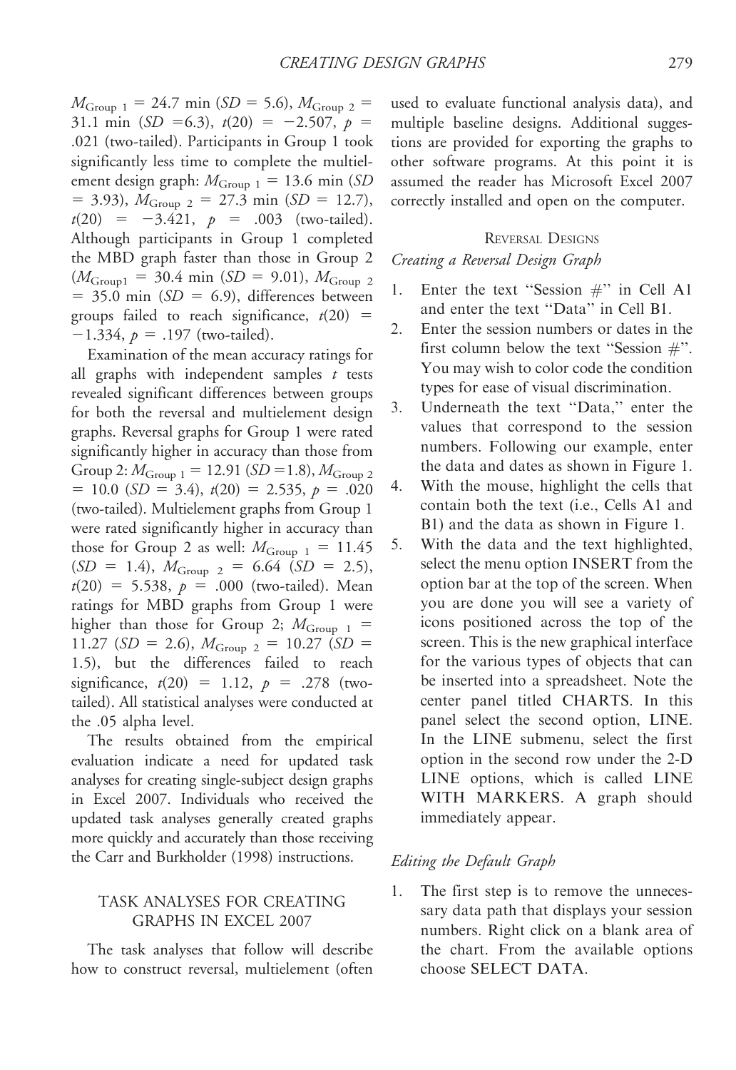$M_{Group\ 1}$ = 24.7 min ($SD$ = 5.6), $M_{Group\ 2}$ = 31.1 min ($SD$ =6.3), $t(20) = -2.507$, $p$ = .021 (two-tailed). Participants in Group 1 took significantly less time to complete the multielement design graph: $M_{Group\ 1}$ = 13.6 min ($SD$ = 3.93), $M_{Group\ 2}$ = 27.3 min ($SD$ = 12.7), $t(20) = -3.421$, $p$ = .003 (two-tailed). Although participants in Group 1 completed the MBD graph faster than those in Group 2 ($M_{Group1}$ = 30.4 min ($SD$ = 9.01), $M_{Group\ 2}$ = 35.0 min ($SD$ = 6.9), differences between groups failed to reach significance, $t(20) = -1.334$, $p$ = .197 (two-tailed).

Examination of the mean accuracy ratings for all graphs with independent samples $t$ tests revealed significant differences between groups for both the reversal and multielement design graphs. Reversal graphs for Group 1 were rated significantly higher in accuracy than those from Group 2: $M_{Group\ 1}$ = 12.91 ($SD$ =1.8), $M_{Group\ 2}$ = 10.0 ($SD$ = 3.4), $t(20) = 2.535$, $p$ = .020 (two-tailed). Multielement graphs from Group 1 were rated significantly higher in accuracy than those for Group 2 as well: $M_{Group\ 1}$ = 11.45 ($SD$ = 1.4), $M_{Group\ 2}$ = 6.64 ($SD$ = 2.5), $t(20) = 5.538$, $p$ = .000 (two-tailed). Mean ratings for MBD graphs from Group 1 were higher than those for Group 2; $M_{Group\ 1}$ = 11.27 ($SD$ = 2.6), $M_{Group\ 2}$ = 10.27 ($SD$ = 1.5), but the differences failed to reach significance, $t(20) = 1.12$, $p$ = .278 (two-tailed). All statistical analyses were conducted at the .05 alpha level.

The results obtained from the empirical evaluation indicate a need for updated task analyses for creating single-subject design graphs in Excel 2007. Individuals who received the updated task analyses generally created graphs more quickly and accurately than those receiving the Carr and Burkholder (1998) instructions.

## TASK ANALYSES FOR CREATING GRAPHS IN EXCEL 2007

The task analyses that follow will describe how to construct reversal, multielement (often used to evaluate functional analysis data), and multiple baseline designs. Additional suggestions are provided for exporting the graphs to other software programs. At this point it is assumed the reader has Microsoft Excel 2007 correctly installed and open on the computer.

### Reversal Designs

#### *Creating a Reversal Design Graph*

1. Enter the text "Session #" in Cell A1 and enter the text "Data" in Cell B1.
2. Enter the session numbers or dates in the first column below the text "Session #". You may wish to color code the condition types for ease of visual discrimination.
3. Underneath the text "Data," enter the values that correspond to the session numbers. Following our example, enter the data and dates as shown in Figure 1.
4. With the mouse, highlight the cells that contain both the text (i.e., Cells A1 and B1) and the data as shown in Figure 1.
5. With the data and the text highlighted, select the menu option INSERT from the option bar at the top of the screen. When you are done you will see a variety of icons positioned across the top of the screen. This is the new graphical interface for the various types of objects that can be inserted into a spreadsheet. Note the center panel titled CHARTS. In this panel select the second option, LINE. In the LINE submenu, select the first option in the second row under the 2-D LINE options, which is called LINE WITH MARKERS. A graph should immediately appear.

#### *Editing the Default Graph*

1. The first step is to remove the unnecessary data path that displays your session numbers. Right click on a blank area of the chart. From the available options choose SELECT DATA.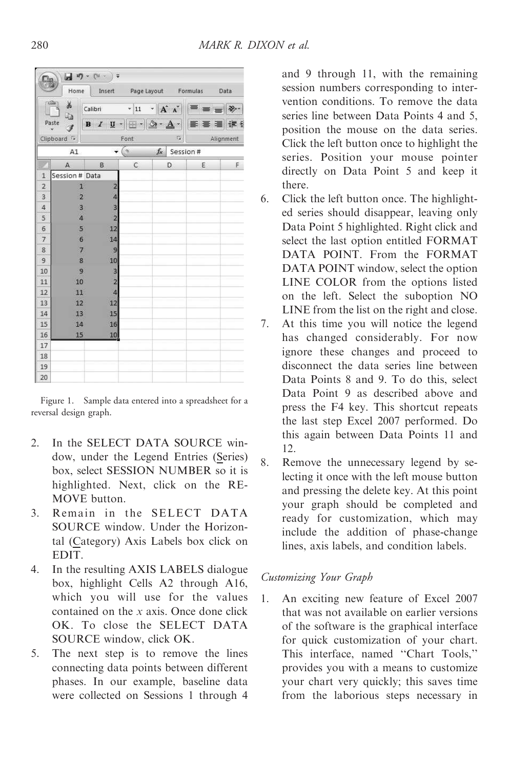Figure 1. Sample data entered into a spreadsheet for a reversal design graph.

2. In the SELECT DATA SOURCE window, under the Legend Entries (Series) box, select SESSION NUMBER so it is highlighted. Next, click on the REMOVE button.
3. Remain in the SELECT DATA SOURCE window. Under the Horizontal (Category) Axis Labels box click on EDIT.
4. In the resulting AXIS LABELS dialogue box, highlight Cells A2 through A16, which you will use for the values contained on the $x$ axis. Once done click OK. To close the SELECT DATA SOURCE window, click OK.
5. The next step is to remove the lines connecting data points between different phases. In our example, baseline data were collected on Sessions 1 through 4 and 9 through 11, with the remaining session numbers corresponding to intervention conditions. To remove the data series line between Data Points 4 and 5, position the mouse on the data series. Click the left button once to highlight the series. Position your mouse pointer directly on Data Point 5 and keep it there.
6. Click the left button once. The highlighted series should disappear, leaving only Data Point 5 highlighted. Right click and select the last option entitled FORMAT DATA POINT. From the FORMAT DATA POINT window, select the option LINE COLOR from the options listed on the left. Select the suboption NO LINE from the list on the right and close.
7. At this time you will notice the legend has changed considerably. For now ignore these changes and proceed to disconnect the data series line between Data Points 8 and 9. To do this, select Data Point 9 as described above and press the F4 key. This shortcut repeats the last step Excel 2007 performed. Do this again between Data Points 11 and 12.
8. Remove the unnecessary legend by selecting it once with the left mouse button and pressing the delete key. At this point your graph should be completed and ready for customization, which may include the addition of phase-change lines, axis labels, and condition labels.

*Customizing Your Graph*

1. An exciting new feature of Excel 2007 that was not available on earlier versions of the software is the graphical interface for quick customization of your chart. This interface, named "Chart Tools," provides you with a means to customize your chart very quickly; this saves time from the laborious steps necessary in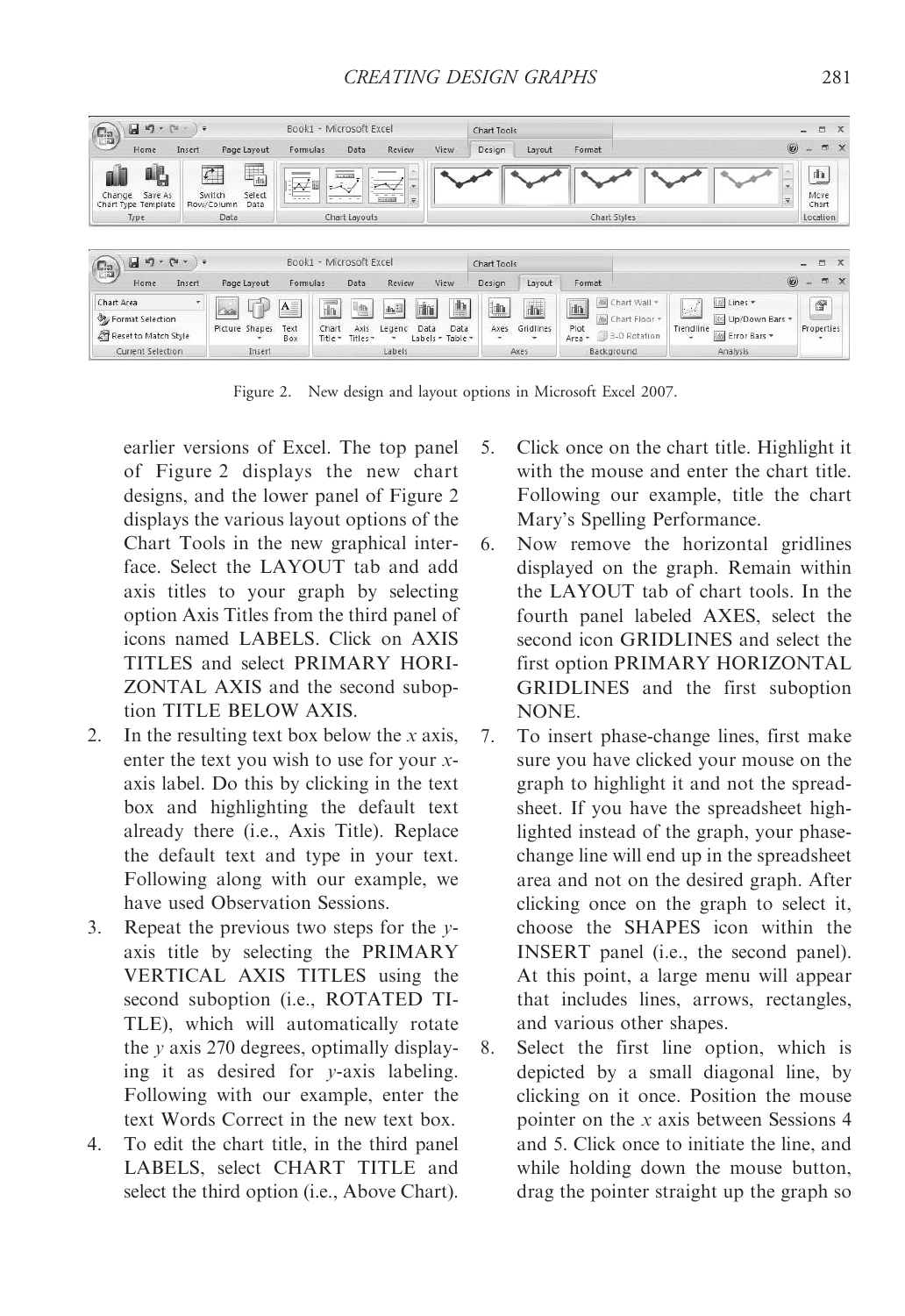Figure 2. New design and layout options in Microsoft Excel 2007.

earlier versions of Excel. The top panel of Figure 2 displays the new chart designs, and the lower panel of Figure 2 displays the various layout options of the Chart Tools in the new graphical interface. Select the LAYOUT tab and add axis titles to your graph by selecting option Axis Titles from the third panel of icons named LABELS. Click on AXIS TITLES and select PRIMARY HORIZONTAL AXIS and the second suboption TITLE BELOW AXIS.

2. In the resulting text box below the *x* axis, enter the text you wish to use for your *x*-axis label. Do this by clicking in the text box and highlighting the default text already there (i.e., Axis Title). Replace the default text and type in your text. Following along with our example, we have used Observation Sessions.
3. Repeat the previous two steps for the *y*-axis title by selecting the PRIMARY VERTICAL AXIS TITLES using the second suboption (i.e., ROTATED TITLE), which will automatically rotate the *y* axis 270 degrees, optimally displaying it as desired for *y*-axis labeling. Following with our example, enter the text Words Correct in the new text box.
4. To edit the chart title, in the third panel LABELS, select CHART TITLE and select the third option (i.e., Above Chart).
5. Click once on the chart title. Highlight it with the mouse and enter the chart title. Following our example, title the chart Mary's Spelling Performance.
6. Now remove the horizontal gridlines displayed on the graph. Remain within the LAYOUT tab of chart tools. In the fourth panel labeled AXES, select the second icon GRIDLINES and select the first option PRIMARY HORIZONTAL GRIDLINES and the first suboption NONE.
7. To insert phase-change lines, first make sure you have clicked your mouse on the graph to highlight it and not the spreadsheet. If you have the spreadsheet highlighted instead of the graph, your phase-change line will end up in the spreadsheet area and not on the desired graph. After clicking once on the graph to select it, choose the SHAPES icon within the INSERT panel (i.e., the second panel). At this point, a large menu will appear that includes lines, arrows, rectangles, and various other shapes.
8. Select the first line option, which is depicted by a small diagonal line, by clicking on it once. Position the mouse pointer on the *x* axis between Sessions 4 and 5. Click once to initiate the line, and while holding down the mouse button, drag the pointer straight up the graph so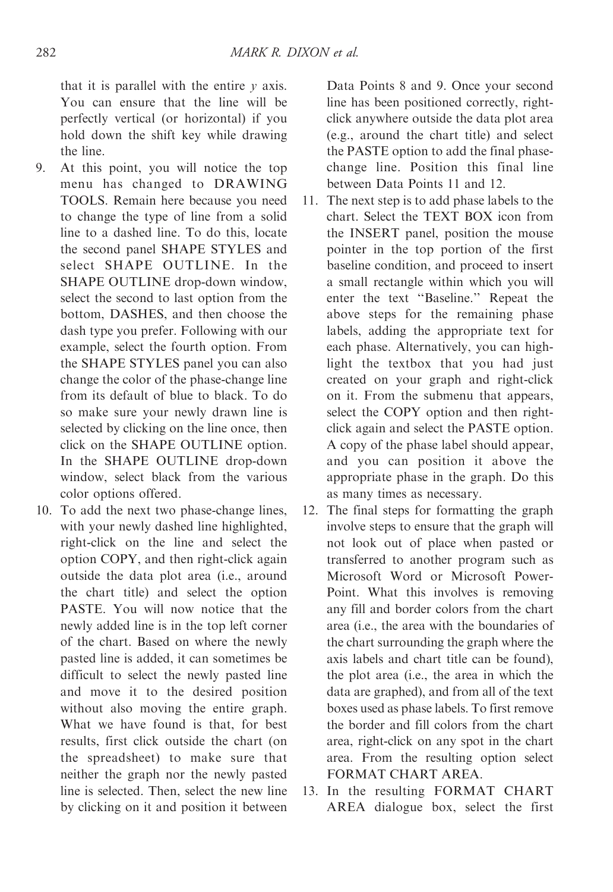that it is parallel with the entire *y* axis. You can ensure that the line will be perfectly vertical (or horizontal) if you hold down the shift key while drawing the line.

9. At this point, you will notice the top menu has changed to DRAWING TOOLS. Remain here because you need to change the type of line from a solid line to a dashed line. To do this, locate the second panel SHAPE STYLES and select SHAPE OUTLINE. In the SHAPE OUTLINE drop-down window, select the second to last option from the bottom, DASHES, and then choose the dash type you prefer. Following with our example, select the fourth option. From the SHAPE STYLES panel you can also change the color of the phase-change line from its default of blue to black. To do so make sure your newly drawn line is selected by clicking on the line once, then click on the SHAPE OUTLINE option. In the SHAPE OUTLINE drop-down window, select black from the various color options offered.
10. To add the next two phase-change lines, with your newly dashed line highlighted, right-click on the line and select the option COPY, and then right-click again outside the data plot area (i.e., around the chart title) and select the option PASTE. You will now notice that the newly added line is in the top left corner of the chart. Based on where the newly pasted line is added, it can sometimes be difficult to select the newly pasted line and move it to the desired position without also moving the entire graph. What we have found is that, for best results, first click outside the chart (on the spreadsheet) to make sure that neither the graph nor the newly pasted line is selected. Then, select the new line by clicking on it and position it between Data Points 8 and 9. Once your second line has been positioned correctly, right-click anywhere outside the data plot area (e.g., around the chart title) and select the PASTE option to add the final phase-change line. Position this final line between Data Points 11 and 12.
11. The next step is to add phase labels to the chart. Select the TEXT BOX icon from the INSERT panel, position the mouse pointer in the top portion of the first baseline condition, and proceed to insert a small rectangle within which you will enter the text "Baseline." Repeat the above steps for the remaining phase labels, adding the appropriate text for each phase. Alternatively, you can highlight the textbox that you had just created on your graph and right-click on it. From the submenu that appears, select the COPY option and then right-click again and select the PASTE option. A copy of the phase label should appear, and you can position it above the appropriate phase in the graph. Do this as many times as necessary.
12. The final steps for formatting the graph involve steps to ensure that the graph will not look out of place when pasted or transferred to another program such as Microsoft Word or Microsoft PowerPoint. What this involves is removing any fill and border colors from the chart area (i.e., the area with the boundaries of the chart surrounding the graph where the axis labels and chart title can be found), the plot area (i.e., the area in which the data are graphed), and from all of the text boxes used as phase labels. To first remove the border and fill colors from the chart area, right-click on any spot in the chart area. From the resulting option select FORMAT CHART AREA.
13. In the resulting FORMAT CHART AREA dialogue box, select the first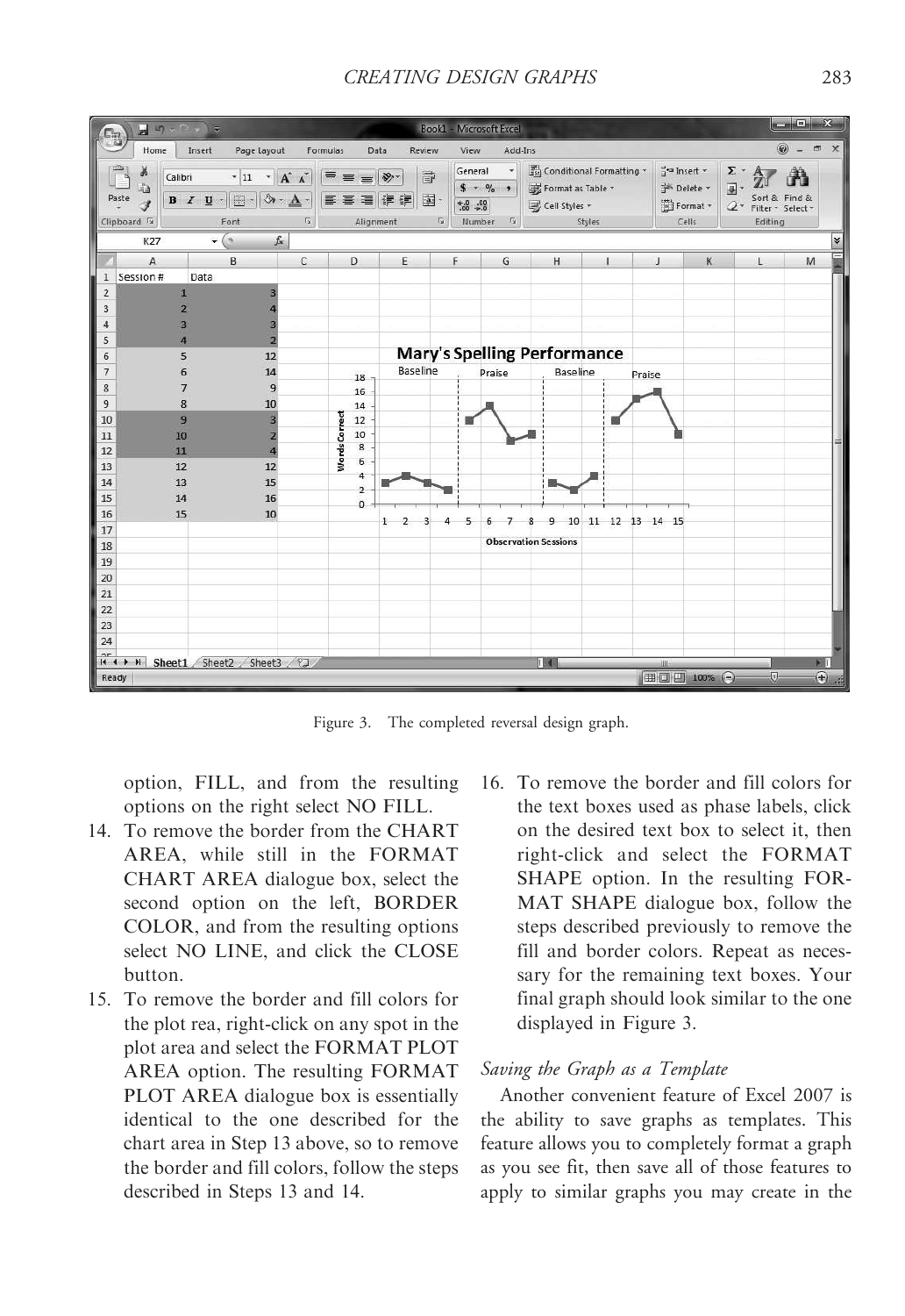Figure 3. The completed reversal design graph.

option, FILL, and from the resulting options on the right select NO FILL.

14. To remove the border from the CHART AREA, while still in the FORMAT CHART AREA dialogue box, select the second option on the left, BORDER COLOR, and from the resulting options select NO LINE, and click the CLOSE button.
15. To remove the border and fill colors for the plot rea, right-click on any spot in the plot area and select the FORMAT PLOT AREA option. The resulting FORMAT PLOT AREA dialogue box is essentially identical to the one described for the chart area in Step 13 above, so to remove the border and fill colors, follow the steps described in Steps 13 and 14.
16. To remove the border and fill colors for the text boxes used as phase labels, click on the desired text box to select it, then right-click and select the FORMAT SHAPE option. In the resulting FORMAT SHAPE dialogue box, follow the steps described previously to remove the fill and border colors. Repeat as necessary for the remaining text boxes. Your final graph should look similar to the one displayed in Figure 3.

*Saving the Graph as a Template*

Another convenient feature of Excel 2007 is the ability to save graphs as templates. This feature allows you to completely format a graph as you see fit, then save all of those features to apply to similar graphs you may create in the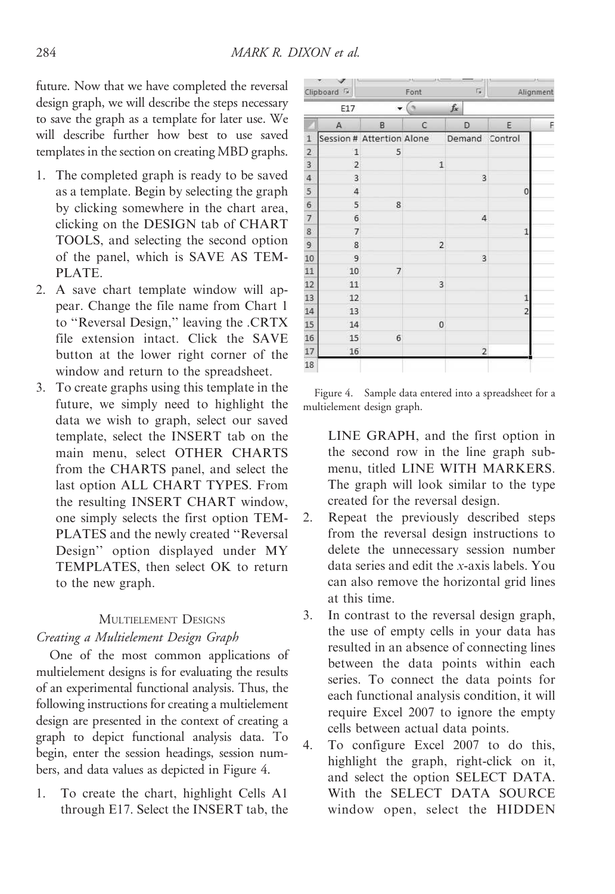future. Now that we have completed the reversal design graph, we will describe the steps necessary to save the graph as a template for later use. We will describe further how best to use saved templates in the section on creating MBD graphs.

1. The completed graph is ready to be saved as a template. Begin by selecting the graph by clicking somewhere in the chart area, clicking on the DESIGN tab of CHART TOOLS, and selecting the second option of the panel, which is SAVE AS TEMPLATE.
2. A save chart template window will appear. Change the file name from Chart 1 to "Reversal Design," leaving the .CRTX file extension intact. Click the SAVE button at the lower right corner of the window and return to the spreadsheet.
3. To create graphs using this template in the future, we simply need to highlight the data we wish to graph, select our saved template, select the INSERT tab on the main menu, select OTHER CHARTS from the CHARTS panel, and select the last option ALL CHART TYPES. From the resulting INSERT CHART window, one simply selects the first option TEMPLATES and the newly created "Reversal Design" option displayed under MY TEMPLATES, then select OK to return to the new graph.

## Multielement Designs

### *Creating a Multielement Design Graph*

One of the most common applications of multielement designs is for evaluating the results of an experimental functional analysis. Thus, the following instructions for creating a multielement design are presented in the context of creating a graph to depict functional analysis data. To begin, enter the session headings, session numbers, and data values as depicted in Figure 4.

1. To create the chart, highlight Cells A1 through E17. Select the INSERT tab, the LINE GRAPH, and the first option in the second row in the line graph submenu, titled LINE WITH MARKERS. The graph will look similar to the type created for the reversal design.
2. Repeat the previously described steps from the reversal design instructions to delete the unnecessary session number data series and edit the *x*-axis labels. You can also remove the horizontal grid lines at this time.
3. In contrast to the reversal design graph, the use of empty cells in your data has resulted in an absence of connecting lines between the data points within each series. To connect the data points for each functional analysis condition, it will require Excel 2007 to ignore the empty cells between actual data points.
4. To configure Excel 2007 to do this, highlight the graph, right-click on it, and select the option SELECT DATA. With the SELECT DATA SOURCE window open, select the HIDDEN

| Session # | Attention | Alone | Demand | Control |
|---|---|---|---|---|
| 1 | 5 | | | |
| 2 | | 1 | | |
| 3 | | | 3 | |
| 4 | | | | 0 |
| 5 | 8 | | | |
| 6 | | | 4 | |
| 7 | | | | 1 |
| 8 | | 2 | | |
| 9 | | | 3 | |
| 10 | 7 | | | |
| 11 | | 3 | | |
| 12 | | | | 1 |
| 13 | | | | 2 |
| 14 | | 0 | | |
| 15 | 6 | | | |
| 16 | | | 2 | |

Figure 4. Sample data entered into a spreadsheet for a multielement design graph.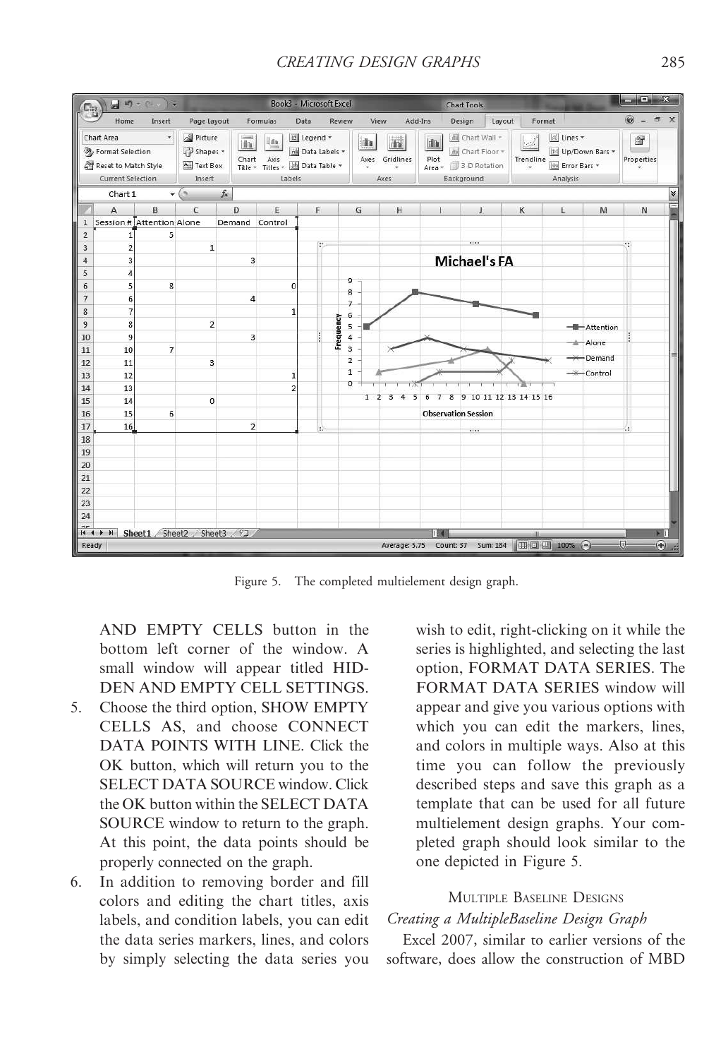Figure 5. The completed multielement design graph.

AND EMPTY CELLS button in the bottom left corner of the window. A small window will appear titled HIDDEN AND EMPTY CELL SETTINGS.

5. Choose the third option, SHOW EMPTY CELLS AS, and choose CONNECT DATA POINTS WITH LINE. Click the OK button, which will return you to the SELECT DATA SOURCE window. Click the OK button within the SELECT DATA SOURCE window to return to the graph. At this point, the data points should be properly connected on the graph.
6. In addition to removing border and fill colors and editing the chart titles, axis labels, and condition labels, you can edit the data series markers, lines, and colors by simply selecting the data series you wish to edit, right-clicking on it while the series is highlighted, and selecting the last option, FORMAT DATA SERIES. The FORMAT DATA SERIES window will appear and give you various options with which you can edit the markers, lines, and colors in multiple ways. Also at this time you can follow the previously described steps and save this graph as a template that can be used for all future multielement design graphs. Your completed graph should look similar to the one depicted in Figure 5.

## Multiple Baseline Designs

### *Creating a MultipleBaseline Design Graph*

Excel 2007, similar to earlier versions of the software, does allow the construction of MBD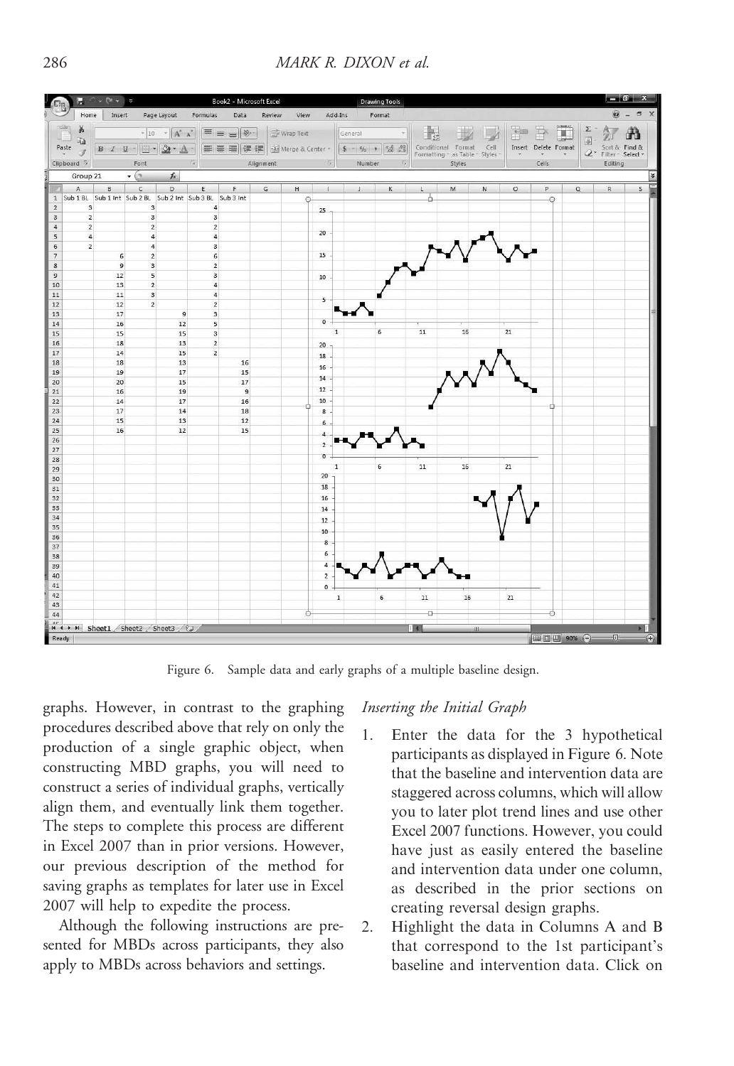Figure 6. Sample data and early graphs of a multiple baseline design.

graphs. However, in contrast to the graphing procedures described above that rely on only the production of a single graphic object, when constructing MBD graphs, you will need to construct a series of individual graphs, vertically align them, and eventually link them together. The steps to complete this process are different in Excel 2007 than in prior versions. However, our previous description of the method for saving graphs as templates for later use in Excel 2007 will help to expedite the process.

Although the following instructions are presented for MBDs across participants, they also apply to MBDs across behaviors and settings.

*Inserting the Initial Graph*

1. Enter the data for the 3 hypothetical participants as displayed in Figure 6. Note that the baseline and intervention data are staggered across columns, which will allow you to later plot trend lines and use other Excel 2007 functions. However, you could have just as easily entered the baseline and intervention data under one column, as described in the prior sections on creating reversal design graphs.
2. Highlight the data in Columns A and B that correspond to the 1st participant's baseline and intervention data. Click on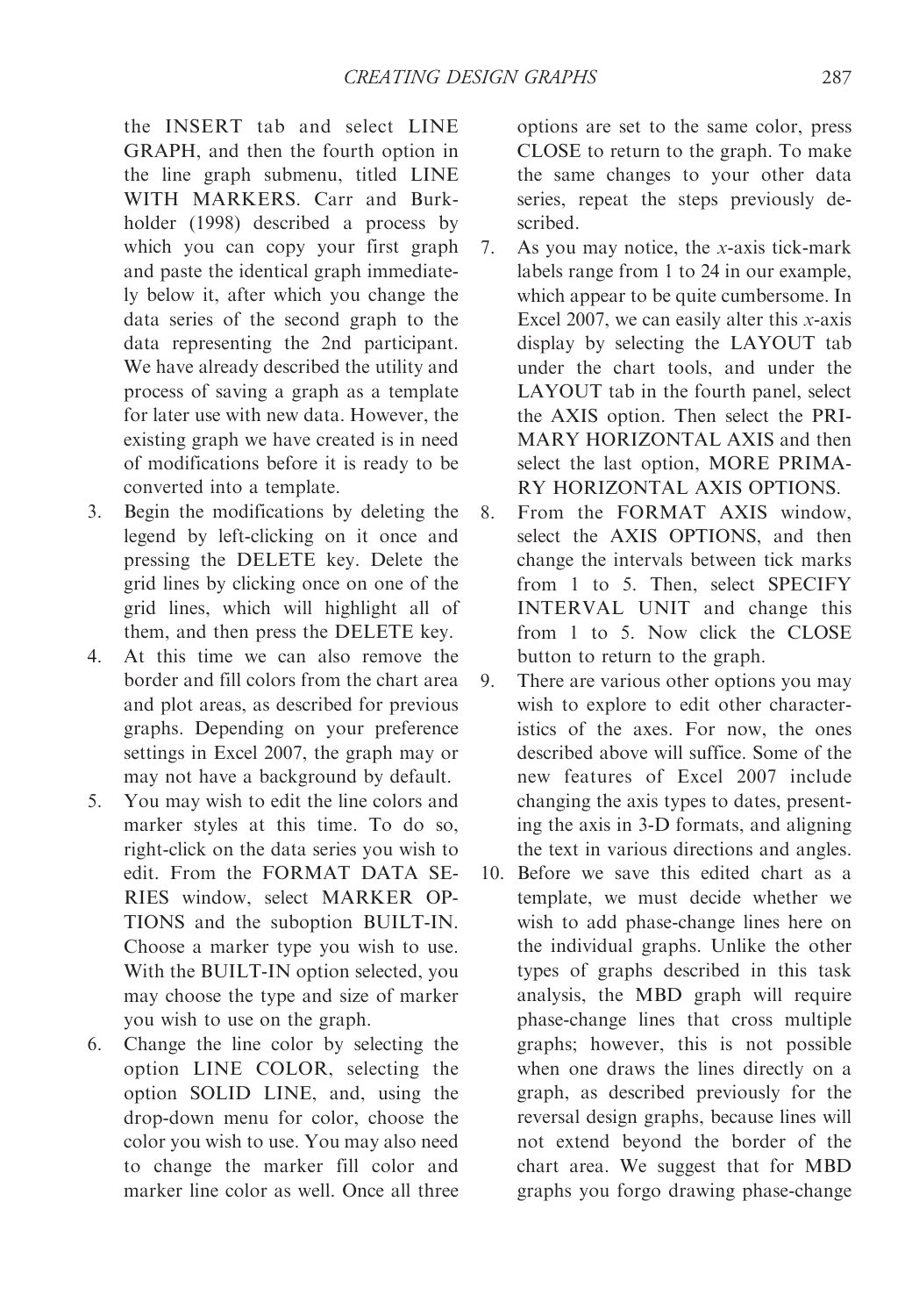the INSERT tab and select LINE GRAPH, and then the fourth option in the line graph submenu, titled LINE WITH MARKERS. Carr and Burkholder (1998) described a process by which you can copy your first graph and paste the identical graph immediately below it, after which you change the data series of the second graph to the data representing the 2nd participant. We have already described the utility and process of saving a graph as a template for later use with new data. However, the existing graph we have created is in need of modifications before it is ready to be converted into a template.

3. Begin the modifications by deleting the legend by left-clicking on it once and pressing the DELETE key. Delete the grid lines by clicking once on one of the grid lines, which will highlight all of them, and then press the DELETE key.
4. At this time we can also remove the border and fill colors from the chart area and plot areas, as described for previous graphs. Depending on your preference settings in Excel 2007, the graph may or may not have a background by default.
5. You may wish to edit the line colors and marker styles at this time. To do so, right-click on the data series you wish to edit. From the FORMAT DATA SERIES window, select MARKER OPTIONS and the suboption BUILT-IN. Choose a marker type you wish to use. With the BUILT-IN option selected, you may choose the type and size of marker you wish to use on the graph.
6. Change the line color by selecting the option LINE COLOR, selecting the option SOLID LINE, and, using the drop-down menu for color, choose the color you wish to use. You may also need to change the marker fill color and marker line color as well. Once all three options are set to the same color, press CLOSE to return to the graph. To make the same changes to your other data series, repeat the steps previously described.
7. As you may notice, the *x*-axis tick-mark labels range from 1 to 24 in our example, which appear to be quite cumbersome. In Excel 2007, we can easily alter this *x*-axis display by selecting the LAYOUT tab under the chart tools, and under the LAYOUT tab in the fourth panel, select the AXIS option. Then select the PRIMARY HORIZONTAL AXIS and then select the last option, MORE PRIMARY HORIZONTAL AXIS OPTIONS.
8. From the FORMAT AXIS window, select the AXIS OPTIONS, and then change the intervals between tick marks from 1 to 5. Then, select SPECIFY INTERVAL UNIT and change this from 1 to 5. Now click the CLOSE button to return to the graph.
9. There are various other options you may wish to explore to edit other characteristics of the axes. For now, the ones described above will suffice. Some of the new features of Excel 2007 include changing the axis types to dates, presenting the axis in 3-D formats, and aligning the text in various directions and angles.
10. Before we save this edited chart as a template, we must decide whether we wish to add phase-change lines here on the individual graphs. Unlike the other types of graphs described in this task analysis, the MBD graph will require phase-change lines that cross multiple graphs; however, this is not possible when one draws the lines directly on a graph, as described previously for the reversal design graphs, because lines will not extend beyond the border of the chart area. We suggest that for MBD graphs you forgo drawing phase-change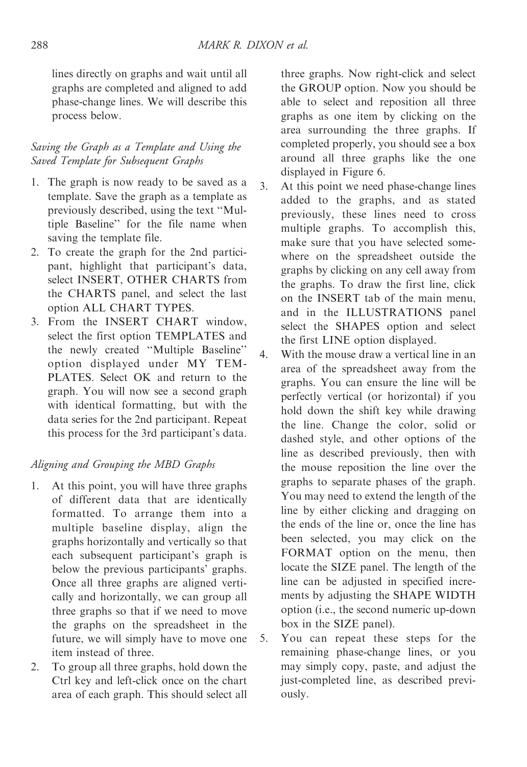lines directly on graphs and wait until all graphs are completed and aligned to add phase-change lines. We will describe this process below.

*Saving the Graph as a Template and Using the Saved Template for Subsequent Graphs*

1. The graph is now ready to be saved as a template. Save the graph as a template as previously described, using the text "Multiple Baseline" for the file name when saving the template file.
2. To create the graph for the 2nd participant, highlight that participant's data, select INSERT, OTHER CHARTS from the CHARTS panel, and select the last option ALL CHART TYPES.
3. From the INSERT CHART window, select the first option TEMPLATES and the newly created "Multiple Baseline" option displayed under MY TEMPLATES. Select OK and return to the graph. You will now see a second graph with identical formatting, but with the data series for the 2nd participant. Repeat this process for the 3rd participant's data.

*Aligning and Grouping the MBD Graphs*

1. At this point, you will have three graphs of different data that are identically formatted. To arrange them into a multiple baseline display, align the graphs horizontally and vertically so that each subsequent participant's graph is below the previous participants' graphs. Once all three graphs are aligned vertically and horizontally, we can group all three graphs so that if we need to move the graphs on the spreadsheet in the future, we will simply have to move one item instead of three.
2. To group all three graphs, hold down the Ctrl key and left-click once on the chart area of each graph. This should select all three graphs. Now right-click and select the GROUP option. Now you should be able to select and reposition all three graphs as one item by clicking on the area surrounding the three graphs. If completed properly, you should see a box around all three graphs like the one displayed in Figure 6.
3. At this point we need phase-change lines added to the graphs, and as stated previously, these lines need to cross multiple graphs. To accomplish this, make sure that you have selected somewhere on the spreadsheet outside the graphs by clicking on any cell away from the graphs. To draw the first line, click on the INSERT tab of the main menu, and in the ILLUSTRATIONS panel select the SHAPES option and select the first LINE option displayed.
4. With the mouse draw a vertical line in an area of the spreadsheet away from the graphs. You can ensure the line will be perfectly vertical (or horizontal) if you hold down the shift key while drawing the line. Change the color, solid or dashed style, and other options of the line as described previously, then with the mouse reposition the line over the graphs to separate phases of the graph. You may need to extend the length of the line by either clicking and dragging on the ends of the line or, once the line has been selected, you may click on the FORMAT option on the menu, then locate the SIZE panel. The length of the line can be adjusted in specified increments by adjusting the SHAPE WIDTH option (i.e., the second numeric up-down box in the SIZE panel).
5. You can repeat these steps for the remaining phase-change lines, or you may simply copy, paste, and adjust the just-completed line, as described previously.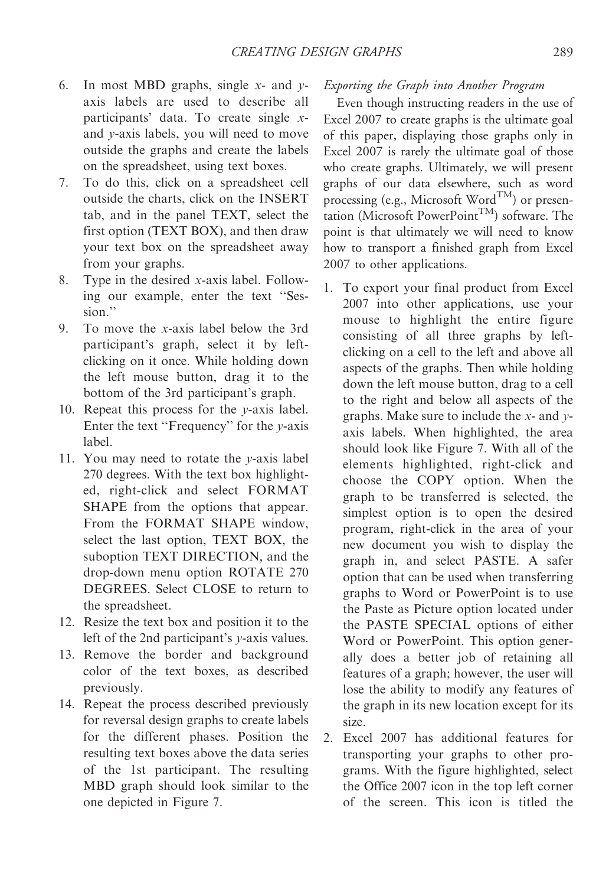6. In most MBD graphs, single *x*- and *y*-axis labels are used to describe all participants' data. To create single *x*- and *y*-axis labels, you will need to move outside the graphs and create the labels on the spreadsheet, using text boxes.
7. To do this, click on a spreadsheet cell outside the charts, click on the INSERT tab, and in the panel TEXT, select the first option (TEXT BOX), and then draw your text box on the spreadsheet away from your graphs.
8. Type in the desired *x*-axis label. Following our example, enter the text "Session."
9. To move the *x*-axis label below the 3rd participant's graph, select it by left-clicking on it once. While holding down the left mouse button, drag it to the bottom of the 3rd participant's graph.
10. Repeat this process for the *y*-axis label. Enter the text "Frequency" for the *y*-axis label.
11. You may need to rotate the *y*-axis label 270 degrees. With the text box highlighted, right-click and select FORMAT SHAPE from the options that appear. From the FORMAT SHAPE window, select the last option, TEXT BOX, the suboption TEXT DIRECTION, and the drop-down menu option ROTATE 270 DEGREES. Select CLOSE to return to the spreadsheet.
12. Resize the text box and position it to the left of the 2nd participant's *y*-axis values.
13. Remove the border and background color of the text boxes, as described previously.
14. Repeat the process described previously for reversal design graphs to create labels for the different phases. Position the resulting text boxes above the data series of the 1st participant. The resulting MBD graph should look similar to the one depicted in Figure 7.

*Exporting the Graph into Another Program*

Even though instructing readers in the use of Excel 2007 to create graphs is the ultimate goal of this paper, displaying those graphs only in Excel 2007 is rarely the ultimate goal of those who create graphs. Ultimately, we will present graphs of our data elsewhere, such as word processing (e.g., Microsoft Word™) or presentation (Microsoft PowerPoint™) software. The point is that ultimately we will need to know how to transport a finished graph from Excel 2007 to other applications.

1. To export your final product from Excel 2007 into other applications, use your mouse to highlight the entire figure consisting of all three graphs by left-clicking on a cell to the left and above all aspects of the graphs. Then while holding down the left mouse button, drag to a cell to the right and below all aspects of the graphs. Make sure to include the *x*- and *y*-axis labels. When highlighted, the area should look like Figure 7. With all of the elements highlighted, right-click and choose the COPY option. When the graph to be transferred is selected, the simplest option is to open the desired program, right-click in the area of your new document you wish to display the graph in, and select PASTE. A safer option that can be used when transferring graphs to Word or PowerPoint is to use the Paste as Picture option located under the PASTE SPECIAL options of either Word or PowerPoint. This option generally does a better job of retaining all features of a graph; however, the user will lose the ability to modify any features of the graph in its new location except for its size.
2. Excel 2007 has additional features for transporting your graphs to other programs. With the figure highlighted, select the Office 2007 icon in the top left corner of the screen. This icon is titled the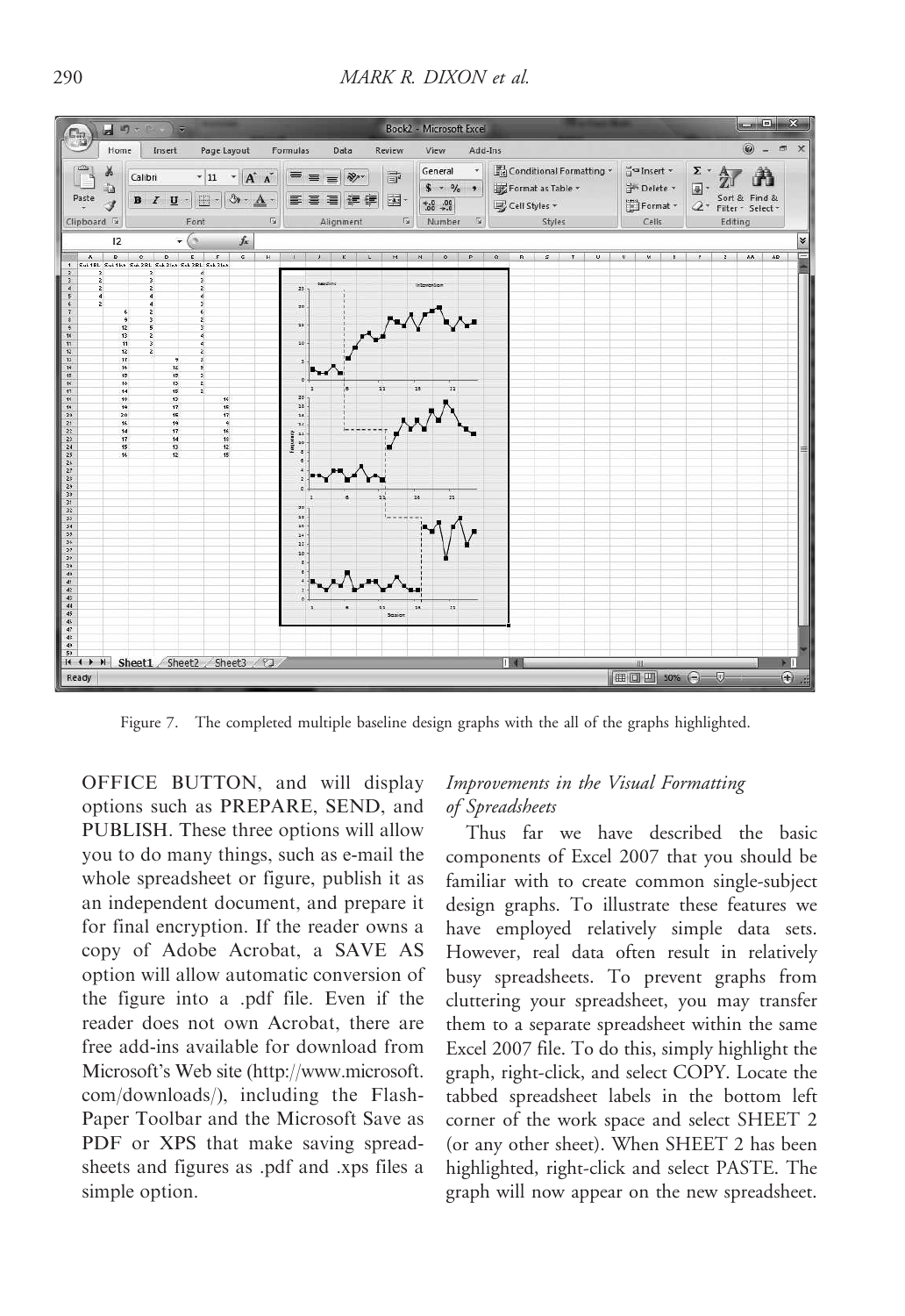Figure 7. The completed multiple baseline design graphs with the all of the graphs highlighted.

OFFICE BUTTON, and will display options such as PREPARE, SEND, and PUBLISH. These three options will allow you to do many things, such as e-mail the whole spreadsheet or figure, publish it as an independent document, and prepare it for final encryption. If the reader owns a copy of Adobe Acrobat, a SAVE AS option will allow automatic conversion of the figure into a .pdf file. Even if the reader does not own Acrobat, there are free add-ins available for download from Microsoft's Web site (http://www.microsoft.com/downloads/), including the Flash-Paper Toolbar and the Microsoft Save as PDF or XPS that make saving spreadsheets and figures as .pdf and .xps files a simple option.

*Improvements in the Visual Formatting of Spreadsheets*

Thus far we have described the basic components of Excel 2007 that you should be familiar with to create common single-subject design graphs. To illustrate these features we have employed relatively simple data sets. However, real data often result in relatively busy spreadsheets. To prevent graphs from cluttering your spreadsheet, you may transfer them to a separate spreadsheet within the same Excel 2007 file. To do this, simply highlight the graph, right-click, and select COPY. Locate the tabbed spreadsheet labels in the bottom left corner of the work space and select SHEET 2 (or any other sheet). When SHEET 2 has been highlighted, right-click and select PASTE. The graph will now appear on the new spreadsheet.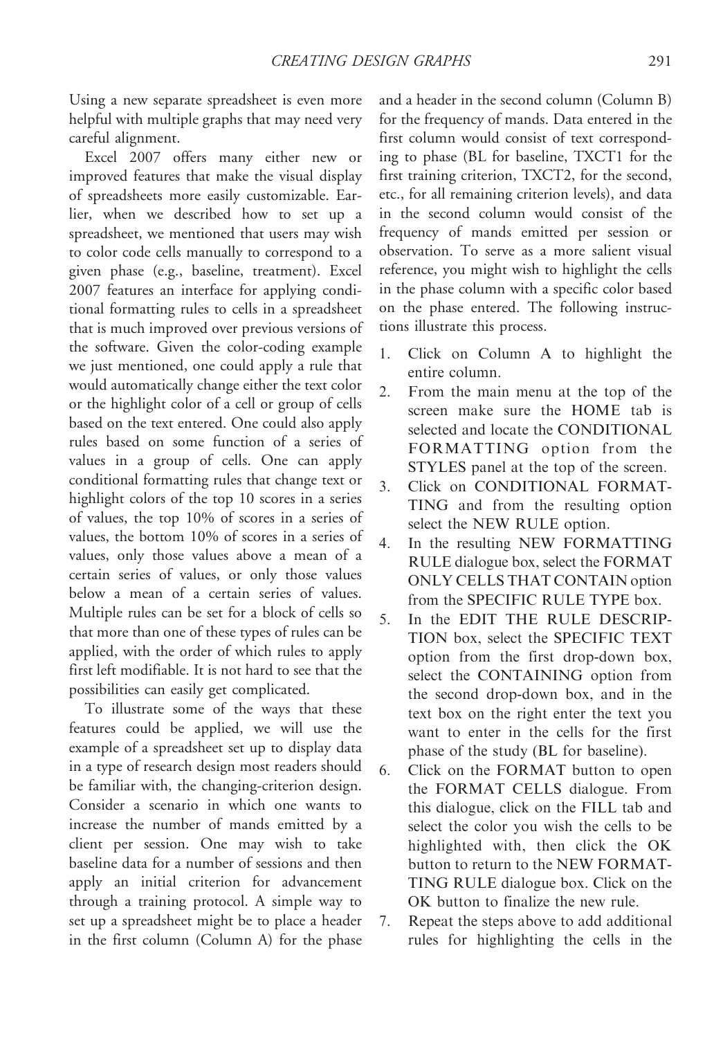Using a new separate spreadsheet is even more helpful with multiple graphs that may need very careful alignment.

Excel 2007 offers many either new or improved features that make the visual display of spreadsheets more easily customizable. Earlier, when we described how to set up a spreadsheet, we mentioned that users may wish to color code cells manually to correspond to a given phase (e.g., baseline, treatment). Excel 2007 features an interface for applying conditional formatting rules to cells in a spreadsheet that is much improved over previous versions of the software. Given the color-coding example we just mentioned, one could apply a rule that would automatically change either the text color or the highlight color of a cell or group of cells based on the text entered. One could also apply rules based on some function of a series of values in a group of cells. One can apply conditional formatting rules that change text or highlight colors of the top 10 scores in a series of values, the top 10% of scores in a series of values, the bottom 10% of scores in a series of values, only those values above a mean of a certain series of values, or only those values below a mean of a certain series of values. Multiple rules can be set for a block of cells so that more than one of these types of rules can be applied, with the order of which rules to apply first left modifiable. It is not hard to see that the possibilities can easily get complicated.

To illustrate some of the ways that these features could be applied, we will use the example of a spreadsheet set up to display data in a type of research design most readers should be familiar with, the changing-criterion design. Consider a scenario in which one wants to increase the number of mands emitted by a client per session. One may wish to take baseline data for a number of sessions and then apply an initial criterion for advancement through a training protocol. A simple way to set up a spreadsheet might be to place a header in the first column (Column A) for the phase and a header in the second column (Column B) for the frequency of mands. Data entered in the first column would consist of text corresponding to phase (BL for baseline, TXCT1 for the first training criterion, TXCT2, for the second, etc., for all remaining criterion levels), and data in the second column would consist of the frequency of mands emitted per session or observation. To serve as a more salient visual reference, you might wish to highlight the cells in the phase column with a specific color based on the phase entered. The following instructions illustrate this process.

1. Click on Column A to highlight the entire column.
2. From the main menu at the top of the screen make sure the HOME tab is selected and locate the CONDITIONAL FORMATTING option from the STYLES panel at the top of the screen.
3. Click on CONDITIONAL FORMATTING and from the resulting option select the NEW RULE option.
4. In the resulting NEW FORMATTING RULE dialogue box, select the FORMAT ONLY CELLS THAT CONTAIN option from the SPECIFIC RULE TYPE box.
5. In the EDIT THE RULE DESCRIPTION box, select the SPECIFIC TEXT option from the first drop-down box, select the CONTAINING option from the second drop-down box, and in the text box on the right enter the text you want to enter in the cells for the first phase of the study (BL for baseline).
6. Click on the FORMAT button to open the FORMAT CELLS dialogue. From this dialogue, click on the FILL tab and select the color you wish the cells to be highlighted with, then click the OK button to return to the NEW FORMATTING RULE dialogue box. Click on the OK button to finalize the new rule.
7. Repeat the steps above to add additional rules for highlighting the cells in the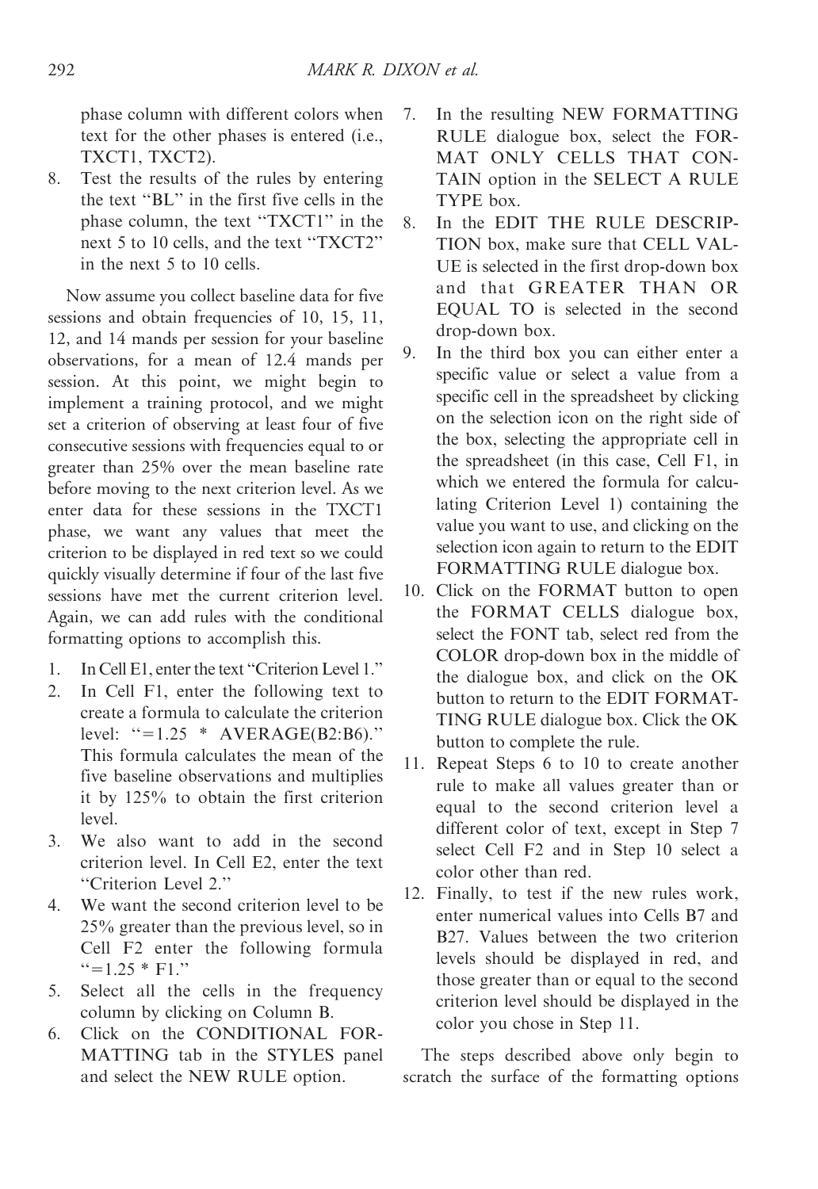phase column with different colors when text for the other phases is entered (i.e., TXCT1, TXCT2).

8. Test the results of the rules by entering the text "BL" in the first five cells in the phase column, the text "TXCT1" in the next 5 to 10 cells, and the text "TXCT2" in the next 5 to 10 cells.

Now assume you collect baseline data for five sessions and obtain frequencies of 10, 15, 11, 12, and 14 mands per session for your baseline observations, for a mean of 12.4 mands per session. At this point, we might begin to implement a training protocol, and we might set a criterion of observing at least four of five consecutive sessions with frequencies equal to or greater than 25% over the mean baseline rate before moving to the next criterion level. As we enter data for these sessions in the TXCT1 phase, we want any values that meet the criterion to be displayed in red text so we could quickly visually determine if four of the last five sessions have met the current criterion level. Again, we can add rules with the conditional formatting options to accomplish this.

1. In Cell E1, enter the text "Criterion Level 1."
2. In Cell F1, enter the following text to create a formula to calculate the criterion level: "=1.25 * AVERAGE(B2:B6)." This formula calculates the mean of the five baseline observations and multiplies it by 125% to obtain the first criterion level.
3. We also want to add in the second criterion level. In Cell E2, enter the text "Criterion Level 2."
4. We want the second criterion level to be 25% greater than the previous level, so in Cell F2 enter the following formula "=1.25 * F1."
5. Select all the cells in the frequency column by clicking on Column B.
6. Click on the CONDITIONAL FORMATTING tab in the STYLES panel and select the NEW RULE option.
7. In the resulting NEW FORMATTING RULE dialogue box, select the FORMAT ONLY CELLS THAT CONTAIN option in the SELECT A RULE TYPE box.
8. In the EDIT THE RULE DESCRIPTION box, make sure that CELL VALUE is selected in the first drop-down box and that GREATER THAN OR EQUAL TO is selected in the second drop-down box.
9. In the third box you can either enter a specific value or select a value from a specific cell in the spreadsheet by clicking on the selection icon on the right side of the box, selecting the appropriate cell in the spreadsheet (in this case, Cell F1, in which we entered the formula for calculating Criterion Level 1) containing the value you want to use, and clicking on the selection icon again to return to the EDIT FORMATTING RULE dialogue box.
10. Click on the FORMAT button to open the FORMAT CELLS dialogue box, select the FONT tab, select red from the COLOR drop-down box in the middle of the dialogue box, and click on the OK button to return to the EDIT FORMATTING RULE dialogue box. Click the OK button to complete the rule.
11. Repeat Steps 6 to 10 to create another rule to make all values greater than or equal to the second criterion level a different color of text, except in Step 7 select Cell F2 and in Step 10 select a color other than red.
12. Finally, to test if the new rules work, enter numerical values into Cells B7 and B27. Values between the two criterion levels should be displayed in red, and those greater than or equal to the second criterion level should be displayed in the color you chose in Step 11.

The steps described above only begin to scratch the surface of the formatting options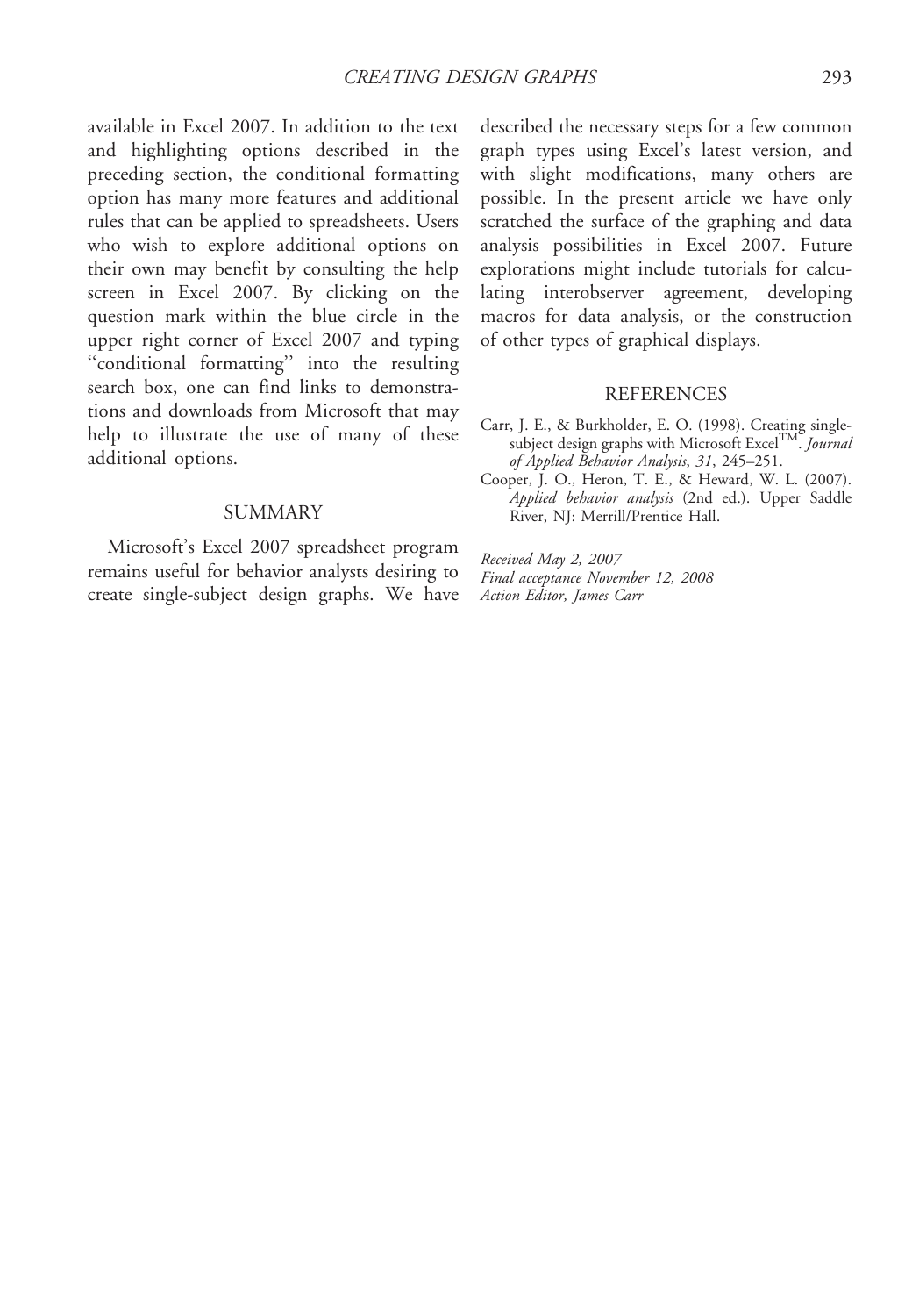available in Excel 2007. In addition to the text and highlighting options described in the preceding section, the conditional formatting option has many more features and additional rules that can be applied to spreadsheets. Users who wish to explore additional options on their own may benefit by consulting the help screen in Excel 2007. By clicking on the question mark within the blue circle in the upper right corner of Excel 2007 and typing "conditional formatting" into the resulting search box, one can find links to demonstrations and downloads from Microsoft that may help to illustrate the use of many of these additional options.

## SUMMARY

Microsoft's Excel 2007 spreadsheet program remains useful for behavior analysts desiring to create single-subject design graphs. We have described the necessary steps for a few common graph types using Excel's latest version, and with slight modifications, many others are possible. In the present article we have only scratched the surface of the graphing and data analysis possibilities in Excel 2007. Future explorations might include tutorials for calculating interobserver agreement, developing macros for data analysis, or the construction of other types of graphical displays.

## REFERENCES

Carr, J. E., & Burkholder, E. O. (1998). Creating single-subject design graphs with Microsoft Excel™. *Journal of Applied Behavior Analysis*, *31*, 245–251.

Cooper, J. O., Heron, T. E., & Heward, W. L. (2007). *Applied behavior analysis* (2nd ed.). Upper Saddle River, NJ: Merrill/Prentice Hall.

*Received May 2, 2007*
*Final acceptance November 12, 2008*
*Action Editor, James Carr*